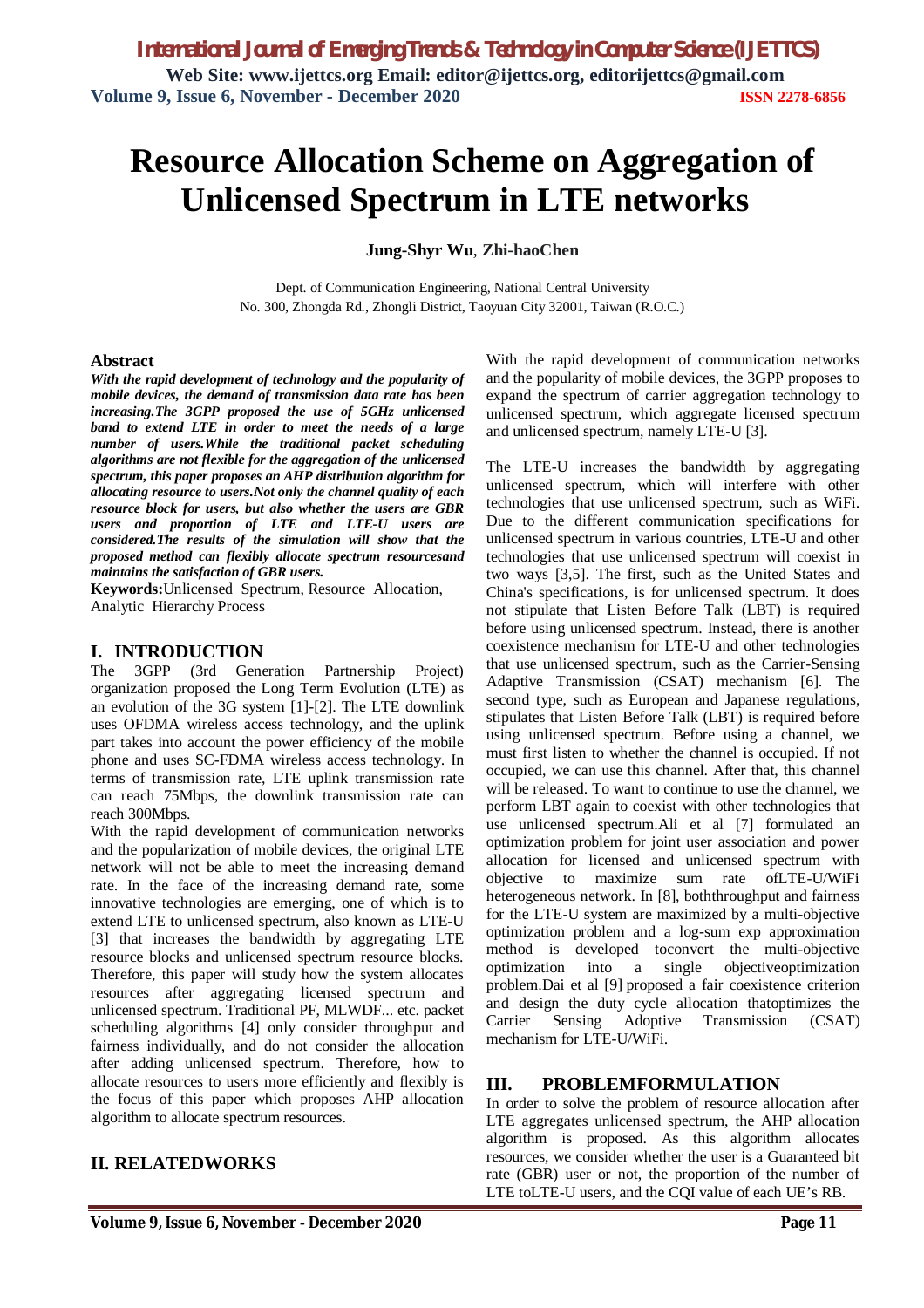# Resource Allocation Scheme on Aggregation of Unlicensed Spectrum in LTE networks

**Jung-Shyr Wu**, **Zhi-haoChen**

Dept. of Communication Engineering, National Central University
No. 300, Zhongda Rd., Zhongli District, Taoyuan City 32001, Taiwan (R.O.C.)

## Abstract

***With the rapid development of technology and the popularity of mobile devices, the demand of transmission data rate has been increasing.The 3GPP proposed the use of 5GHz unlicensed band to extend LTE in order to meet the needs of a large number of users.While the traditional packet scheduling algorithms are not flexible for the aggregation of the unlicensed spectrum, this paper proposes an AHP distribution algorithm for allocating resource to users.Not only the channel quality of each resource block for users, but also whether the users are GBR users and proportion of LTE and LTE-U users are considered.The results of the simulation will show that the proposed method can flexibly allocate spectrum resourcesand maintains the satisfaction of GBR users.***

**Keywords:**Unlicensed Spectrum, Resource Allocation, Analytic Hierarchy Process

## I. INTRODUCTION

The 3GPP (3rd Generation Partnership Project) organization proposed the Long Term Evolution (LTE) as an evolution of the 3G system [1]-[2]. The LTE downlink uses OFDMA wireless access technology, and the uplink part takes into account the power efficiency of the mobile phone and uses SC-FDMA wireless access technology. In terms of transmission rate, LTE uplink transmission rate can reach 75Mbps, the downlink transmission rate can reach 300Mbps.

With the rapid development of communication networks and the popularization of mobile devices, the original LTE network will not be able to meet the increasing demand rate. In the face of the increasing demand rate, some innovative technologies are emerging, one of which is to extend LTE to unlicensed spectrum, also known as LTE-U [3] that increases the bandwidth by aggregating LTE resource blocks and unlicensed spectrum resource blocks. Therefore, this paper will study how the system allocates resources after aggregating licensed spectrum and unlicensed spectrum. Traditional PF, MLWDF... etc. packet scheduling algorithms [4] only consider throughput and fairness individually, and do not consider the allocation after adding unlicensed spectrum. Therefore, how to allocate resources to users more efficiently and flexibly is the focus of this paper which proposes AHP allocation algorithm to allocate spectrum resources.

## II. RELATEDWORKS

With the rapid development of communication networks and the popularity of mobile devices, the 3GPP proposes to expand the spectrum of carrier aggregation technology to unlicensed spectrum, which aggregate licensed spectrum and unlicensed spectrum, namely LTE-U [3].

The LTE-U increases the bandwidth by aggregating unlicensed spectrum, which will interfere with other technologies that use unlicensed spectrum, such as WiFi. Due to the different communication specifications for unlicensed spectrum in various countries, LTE-U and other technologies that use unlicensed spectrum will coexist in two ways [3,5]. The first, such as the United States and China's specifications, is for unlicensed spectrum. It does not stipulate that Listen Before Talk (LBT) is required before using unlicensed spectrum. Instead, there is another coexistence mechanism for LTE-U and other technologies that use unlicensed spectrum, such as the Carrier-Sensing Adaptive Transmission (CSAT) mechanism [6]. The second type, such as European and Japanese regulations, stipulates that Listen Before Talk (LBT) is required before using unlicensed spectrum. Before using a channel, we must first listen to whether the channel is occupied. If not occupied, we can use this channel. After that, this channel will be released. To want to continue to use the channel, we perform LBT again to coexist with other technologies that use unlicensed spectrum.Ali et al [7] formulated an optimization problem for joint user association and power allocation for licensed and unlicensed spectrum with objective to maximize sum rate ofLTE-U/WiFi heterogeneous network. In [8], boththroughput and fairness for the LTE-U system are maximized by a multi-objective optimization problem and a log-sum exp approximation method is developed toconvert the multi-objective optimization into a single objectiveoptimization problem.Dai et al [9] proposed a fair coexistence criterion and design the duty cycle allocation thatoptimizes the Carrier Sensing Adoptive Transmission (CSAT) mechanism for LTE-U/WiFi.

## III. PROBLEMFORMULATION

In order to solve the problem of resource allocation after LTE aggregates unlicensed spectrum, the AHP allocation algorithm is proposed. As this algorithm allocates resources, we consider whether the user is a Guaranteed bit rate (GBR) user or not, the proportion of the number of LTE toLTE-U users, and the CQI value of each UE's RB.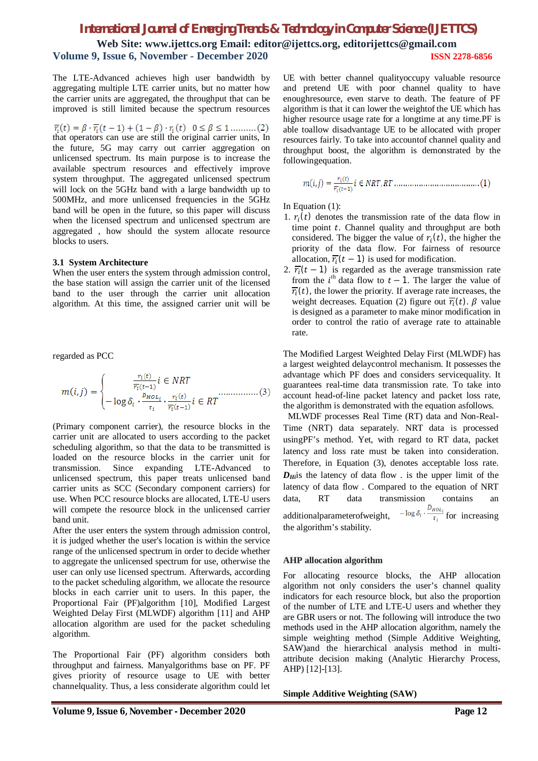The LTE-Advanced achieves high user bandwidth by aggregating multiple LTE carrier units, but no matter how the carrier units are aggregated, the throughput that can be improved is still limited because the spectrum resources

$$\overline{r_i}(t) = \beta \cdot \overline{r_i}(t-1) + (1-\beta) \cdot r_i(t) \quad 0 \le \beta \le 1 \text{..........}(2)$$

that operators can use are still the original carrier units, In the future, 5G may carry out carrier aggregation on unlicensed spectrum. Its main purpose is to increase the available spectrum resources and effectively improve system throughput. The aggregated unlicensed spectrum will lock on the 5GHz band with a large bandwidth up to 500MHz, and more unlicensed frequencies in the 5GHz band will be open in the future, so this paper will discuss when the licensed spectrum and unlicensed spectrum are aggregated , how should the system allocate resource blocks to users.

### 3.1 System Architecture

When the user enters the system through admission control, the base station will assign the carrier unit of the licensed band to the user through the carrier unit allocation algorithm. At this time, the assigned carrier unit will be

regarded as PCC

$$m(i,j) = \begin{cases} \frac{r_i(t)}{\overline{r_i}(t-1)} i \in NRT \\ -\log \delta_i \cdot \frac{D_{HOL_i}}{\tau_i} \cdot \frac{r_i(t)}{\overline{r_i}(t-1)} i \in RT \end{cases} \text{...............}(3)$$

(Primary component carrier), the resource blocks in the carrier unit are allocated to users according to the packet scheduling algorithm, so that the data to be transmitted is loaded on the resource blocks in the carrier unit for transmission. Since expanding LTE-Advanced to unlicensed spectrum, this paper treats unlicensed band carrier units as SCC (Secondary component carriers) for use. When PCC resource blocks are allocated, LTE-U users will compete the resource block in the unlicensed carrier band unit.

After the user enters the system through admission control, it is judged whether the user's location is within the service range of the unlicensed spectrum in order to decide whether to aggregate the unlicensed spectrum for use, otherwise the user can only use licensed spectrum. Afterwards, according to the packet scheduling algorithm, we allocate the resource blocks in each carrier unit to users. In this paper, the Proportional Fair (PF)algorithm [10], Modified Largest Weighted Delay First (MLWDF) algorithm [11] and AHP allocation algorithm are used for the packet scheduling algorithm.

The Proportional Fair (PF) algorithm considers both throughput and fairness. Manyalgorithms base on PF. PF gives priority of resource usage to UE with better channelquality. Thus, a less considerate algorithm could let UE with better channel qualityoccupy valuable resource and pretend UE with poor channel quality to have enoughresource, even starve to death. The feature of PF algorithm is that it can lower the weightof the UE which has higher resource usage rate for a longtime at any time.PF is able toallow disadvantage UE to be allocated with proper resources fairly. To take into accountof channel quality and throughput boost, the algorithm is demonstrated by the followingequation.

$$m(i,j) = \frac{r_i(t)}{\overline{r_i}(t-1)} i \in NRT, RT \text{.....................................}(1)$$

In Equation (1):

1. $r_i(t)$ denotes the transmission rate of the data flow in time point $t$. Channel quality and throughput are both considered. The bigger the value of $r_i(t)$, the higher the priority of the data flow. For fairness of resource allocation, $\overline{r_i}(t-1)$ is used for modification.
2. $\overline{r_i}(t-1)$ is regarded as the average transmission rate from the $i^{th}$ data flow to $t-1$. The larger the value of $\overline{r_i}(t)$, the lower the priority. If average rate increases, the weight decreases. Equation (2) figure out $\overline{r_i}(t)$. $\beta$ value is designed as a parameter to make minor modification in order to control the ratio of average rate to attainable rate.

The Modified Largest Weighted Delay First (MLWDF) has a largest weighted delaycontrol mechanism. It possesses the advantage which PF does and considers servicequality. It guarantees real-time data transmission rate. To take into account head-of-line packet latency and packet loss rate, the algorithm is demonstrated with the equation asfollows.

MLWDF processes Real Time (RT) data and Non-Real-Time (NRT) data separately. NRT data is processed usingPF's method. Yet, with regard to RT data, packet latency and loss rate must be taken into consideration. Therefore, in Equation (3), denotes acceptable loss rate. ***D<sub>H</sub>***is the latency of data flow . is the upper limit of the latency of data flow . Compared to the equation of NRT data, RT data transmission contains an additionalparameterofweight, $-\log \delta_i \cdot \frac{D_{HOL_i}}{\tau_i}$ for increasing the algorithm's stability.

### AHP allocation algorithm

For allocating resource blocks, the AHP allocation algorithm not only considers the user's channel quality indicators for each resource block, but also the proportion of the number of LTE and LTE-U users and whether they are GBR users or not. The following will introduce the two methods used in the AHP allocation algorithm, namely the simple weighting method (Simple Additive Weighting, SAW)and the hierarchical analysis method in multi-attribute decision making (Analytic Hierarchy Process, AHP) [12]-[13].

### Simple Additive Weighting (SAW)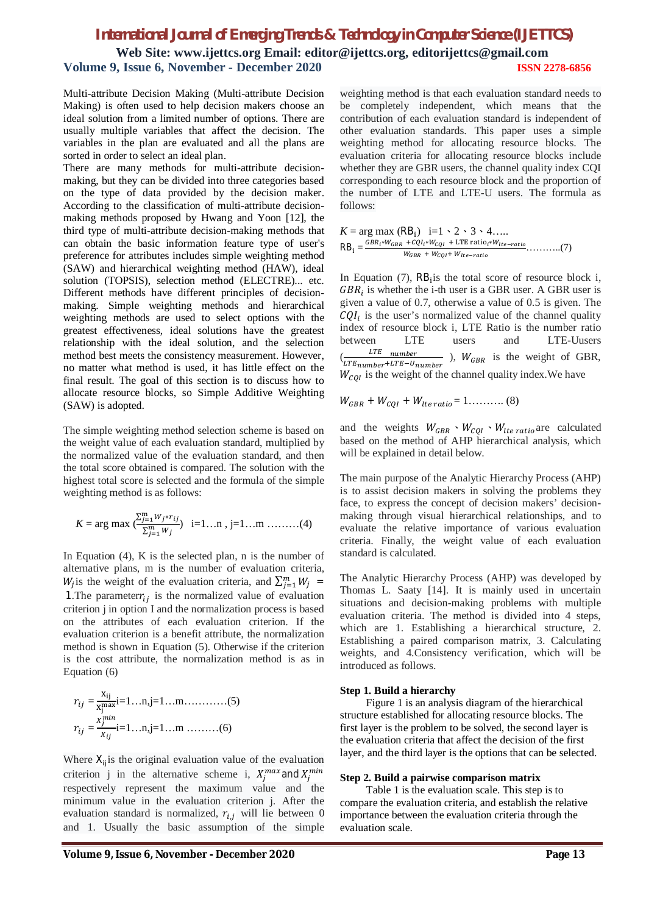Multi-attribute Decision Making (Multi-attribute Decision Making) is often used to help decision makers choose an ideal solution from a limited number of options. There are usually multiple variables that affect the decision. The variables in the plan are evaluated and all the plans are sorted in order to select an ideal plan.

There are many methods for multi-attribute decision-making, but they can be divided into three categories based on the type of data provided by the decision maker. According to the classification of multi-attribute decision-making methods proposed by Hwang and Yoon [12], the third type of multi-attribute decision-making methods that can obtain the basic information feature type of user's preference for attributes includes simple weighting method (SAW) and hierarchical weighting method (HAW), ideal solution (TOPSIS), selection method (ELECTRE)... etc. Different methods have different principles of decision-making. Simple weighting methods and hierarchical weighting methods are used to select options with the greatest effectiveness, ideal solutions have the greatest relationship with the ideal solution, and the selection method best meets the consistency measurement. However, no matter what method is used, it has little effect on the final result. The goal of this section is to discuss how to allocate resource blocks, so Simple Additive Weighting (SAW) is adopted.

The simple weighting method selection scheme is based on the weight value of each evaluation standard, multiplied by the normalized value of the evaluation standard, and then the total score obtained is compared. The solution with the highest total score is selected and the formula of the simple weighting method is as follows:

$$K = \arg\max \left(\frac{\sum_{j=1}^{m} W_j * r_{ij}}{\sum_{j=1}^{m} W_j}\right) \quad i=1\ldots n,\ j=1\ldots m \quad \text{………(4)}$$

In Equation (4), K is the selected plan, n is the number of alternative plans, m is the number of evaluation criteria, $W_j$ is the weight of the evaluation criteria, and $\sum_{j=1}^{m} W_j = 1$. The parameter $r_{ij}$ is the normalized value of evaluation criterion j in option I and the normalization process is based on the attributes of each evaluation criterion. If the evaluation criterion is a benefit attribute, the normalization method is shown in Equation (5). Otherwise if the criterion is the cost attribute, the normalization method is as in Equation (6)

$$r_{ij} = \frac{x_{ij}}{x_j^{max}} \quad i=1\ldots n, j=1\ldots m \text{…………(5)}$$

$$r_{ij} = \frac{x_j^{min}}{x_{ij}} \quad i=1\ldots n, j=1\ldots m \text{ ………(6)}$$

Where $X_{ij}$ is the original evaluation value of the evaluation criterion j in the alternative scheme i, $X_j^{max}$ and $X_j^{min}$ respectively represent the maximum value and the minimum value in the evaluation criterion j. After the evaluation standard is normalized, $r_{i,j}$ will lie between 0 and 1. Usually the basic assumption of the simple weighting method is that each evaluation standard needs to be completely independent, which means that the contribution of each evaluation standard is independent of other evaluation standards. This paper uses a simple weighting method for allocating resource blocks. The evaluation criteria for allocating resource blocks include whether they are GBR users, the channel quality index CQI corresponding to each resource block and the proportion of the number of LTE and LTE-U users. The formula as follows:

$$K = \arg\max\ (RB_i) \quad i=1、2、3、4\text{…..}$$

$$RB_i = \frac{GBR_i * W_{GBR} + CQI_i * W_{CQI} + \text{LTE ratio}_i * W_{lte-ratio}}{W_{GBR} + W_{CQI} + W_{lte-ratio}} \text{………..(7)}$$

In Equation (7), $RB_i$ is the total score of resource block i, $GBR_i$ is whether the i-th user is a GBR user. A GBR user is given a value of 0.7, otherwise a value of 0.5 is given. The $CQI_i$ is the user's normalized value of the channel quality index of resource block i, LTE Ratio is the number ratio between LTE users and LTE-Uusers ($\frac{LTE\ \ number}{LTE_{number} + LTE-U_{number}}$), $W_{GBR}$ is the weight of GBR, $W_{CQI}$ is the weight of the channel quality index. We have

$$W_{GBR} + W_{CQI} + W_{lte\,ratio} = 1 \text{………. (8)}$$

and the weights $W_{GBR}$、$W_{CQI}$、$W_{lte\,ratio}$ are calculated based on the method of AHP hierarchical analysis, which will be explained in detail below.

The main purpose of the Analytic Hierarchy Process (AHP) is to assist decision makers in solving the problems they face, to express the concept of decision makers' decision-making through visual hierarchical relationships, and to evaluate the relative importance of various evaluation criteria. Finally, the weight value of each evaluation standard is calculated.

The Analytic Hierarchy Process (AHP) was developed by Thomas L. Saaty [14]. It is mainly used in uncertain situations and decision-making problems with multiple evaluation criteria. The method is divided into 4 steps, which are 1. Establishing a hierarchical structure, 2. Establishing a paired comparison matrix, 3. Calculating weights, and 4.Consistency verification, which will be introduced as follows.

**Step 1. Build a hierarchy**

Figure 1 is an analysis diagram of the hierarchical structure established for allocating resource blocks. The first layer is the problem to be solved, the second layer is the evaluation criteria that affect the decision of the first layer, and the third layer is the options that can be selected.

**Step 2. Build a pairwise comparison matrix**

Table 1 is the evaluation scale. This step is to compare the evaluation criteria, and establish the relative importance between the evaluation criteria through the evaluation scale.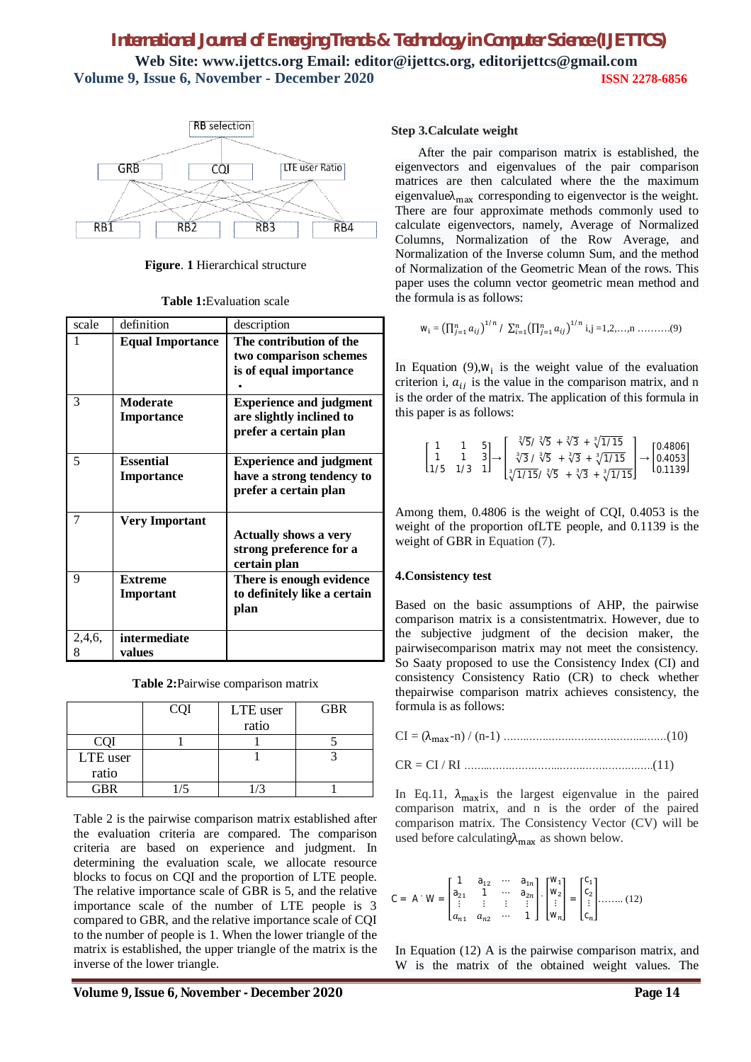Figure. 1 Hierarchical structure

Table 1:Evaluation scale

| scale | definition | description |
|---|---|---|
| 1 | **Equal Importance** | **The contribution of the two comparison schemes is of equal importance** |
| 3 | **Moderate Importance** | **Experience and judgment are slightly inclined to prefer a certain plan** |
| 5 | **Essential Importance** | **Experience and judgment have a strong tendency to prefer a certain plan** |
| 7 | **Very Important** | **Actually shows a very strong preference for a certain plan** |
| 9 | **Extreme Important** | **There is enough evidence to definitely like a certain plan** |
| 2,4,6, 8 | **intermediate values** | |

Table 2:Pairwise comparison matrix

| | CQI | LTE user ratio | GBR |
|---|---|---|---|
| CQI | 1 | 1 | 5 |
| LTE user ratio | | 1 | 3 |
| GBR | 1/5 | 1/3 | 1 |

Table 2 is the pairwise comparison matrix established after the evaluation criteria are compared. The comparison criteria are based on experience and judgment. In determining the evaluation scale, we allocate resource blocks to focus on CQI and the proportion of LTE people. The relative importance scale of GBR is 5, and the relative importance scale of the number of LTE people is 3 compared to GBR, and the relative importance scale of CQI to the number of people is 1. When the lower triangle of the matrix is established, the upper triangle of the matrix is the inverse of the lower triangle.

**Step 3.Calculate weight**

After the pair comparison matrix is established, the eigenvectors and eigenvalues of the pair comparison matrices are then calculated where the the maximum eigenvalue$\lambda_{max}$ corresponding to eigenvector is the weight. There are four approximate methods commonly used to calculate eigenvectors, namely, Average of Normalized Columns, Normalization of the Row Average, and Normalization of the Inverse column Sum, and the method of Normalization of the Geometric Mean of the rows. This paper uses the column vector geometric mean method and the formula is as follows:

$$w_i = \left(\prod_{j=1}^{n} a_{ij}\right)^{1/n} / \sum_{i=1}^{n}\left(\prod_{j=1}^{n} a_{ij}\right)^{1/n} \quad i,j = 1,2,\ldots,n \quad \text{..........(9)}$$

In Equation (9),$w_i$ is the weight value of the evaluation criterion i, $a_{ij}$ is the value in the comparison matrix, and n is the order of the matrix. The application of this formula in this paper is as follows:

$$\begin{bmatrix} 1 & 1 & 5 \\ 1 & 1 & 3 \\ 1/5 & 1/3 & 1 \end{bmatrix} \rightarrow \begin{bmatrix} \sqrt[3]{5} / \sqrt[3]{5} + \sqrt[3]{3} + \sqrt[3]{1/15} \\ \sqrt[3]{3} / \sqrt[3]{5} + \sqrt[3]{3} + \sqrt[3]{1/15} \\ \sqrt[3]{1/15} / \sqrt[3]{5} + \sqrt[3]{3} + \sqrt[3]{1/15} \end{bmatrix} \rightarrow \begin{bmatrix} 0.4806 \\ 0.4053 \\ 0.1139 \end{bmatrix}$$

Among them, 0.4806 is the weight of CQI, 0.4053 is the weight of the proportion ofLTE people, and 0.1139 is the weight of GBR in Equation (7).

**4.Consistency test**

Based on the basic assumptions of AHP, the pairwise comparison matrix is a consistentmatrix. However, due to the subjective judgment of the decision maker, the pairwisecomparison matrix may not meet the consistency. So Saaty proposed to use the Consistency Index (CI) and consistency Consistency Ratio (CR) to check whether thepairwise comparison matrix achieves consistency, the formula is as follows:

$$CI = (\lambda_{max} - n) / (n-1) \quad \text{..........(10)}$$

$$CR = CI / RI \quad \text{..........(11)}$$

In Eq.11, $\lambda_{max}$is the largest eigenvalue in the paired comparison matrix, and n is the order of the paired comparison matrix. The Consistency Vector (CV) will be used before calculating$\lambda_{max}$ as shown below.

$$C = A \cdot W = \begin{bmatrix} 1 & a_{12} & \cdots & a_{1n} \\ a_{21} & 1 & \cdots & a_{2n} \\ \vdots & \vdots & \vdots & \vdots \\ a_{n1} & a_{n2} & \cdots & 1 \end{bmatrix} \cdot \begin{bmatrix} w_1 \\ w_2 \\ \vdots \\ w_n \end{bmatrix} = \begin{bmatrix} c_1 \\ c_2 \\ \vdots \\ c_n \end{bmatrix} \quad \text{........ (12)}$$

In Equation (12) A is the pairwise comparison matrix, and W is the matrix of the obtained weight values. The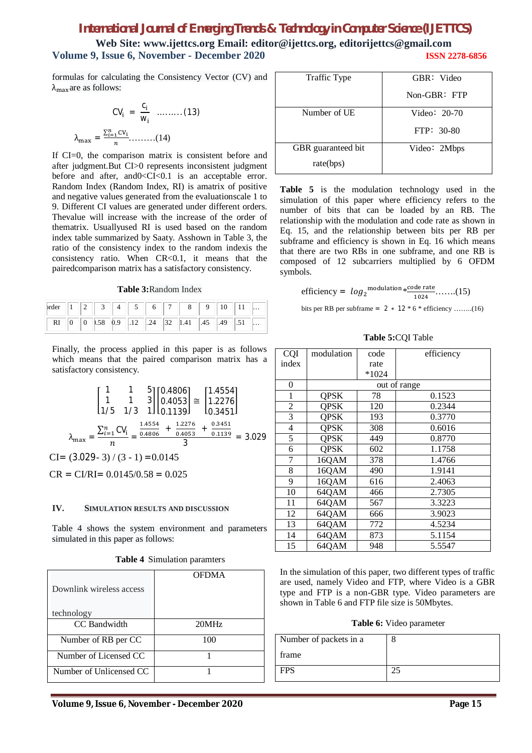formulas for calculating the Consistency Vector (CV) and $\lambda_{max}$ are as follows:

$$CV_i = \frac{c_i}{w_i} \quad \text{.........(13)}$$

$$\lambda_{max} = \frac{\sum_{i=1}^{n} cv_i}{n} \text{.........(14)}$$

If CI=0, the comparison matrix is consistent before and after judgment.But CI>0 represents inconsistent judgment before and after, and0<CI<0.1 is an acceptable error. Random Index (Random Index, RI) is amatrix of positive and negative values generated from the evaluationscale 1 to 9. Different CI values are generated under different orders. Thevalue will increase with the increase of the order of thematrix. Usuallyused RI is used based on the random index table summarized by Saaty. Asshown in Table 3, the ratio of the consistency index to the random indexis the consistency ratio. When CR<0.1, it means that the pairedcomparison matrix has a satisfactory consistency.

**Table 3:**Random Index

| order | 1 | 2 | 3 | 4 | 5 | 6 | 7 | 8 | 9 | 10 | 11 | ... |
|---|---|---|---|---|---|---|---|---|---|---|---|---|
| RI | 0 | 0 | 0.58 | 0.9 | 1.12 | 1.24 | 1.32 | 1.41 | 1.45 | 1.49 | 1.51 | ... |

Finally, the process applied in this paper is as follows which means that the paired comparison matrix has a satisfactory consistency.

$$\begin{bmatrix} 1 & 1 & 5 \\ 1 & 1 & 3 \\ 1/5 & 1/3 & 1 \end{bmatrix} \begin{bmatrix} 0.4806 \\ 0.4053 \\ 0.1139 \end{bmatrix} \cong \begin{bmatrix} 1.4554 \\ 1.2276 \\ 0.3451 \end{bmatrix}$$

$$\lambda_{max} = \frac{\sum_{i=1}^{n} CV_i}{n} = \frac{\frac{1.4554}{0.4806} + \frac{1.2276}{0.4053} + \frac{0.3451}{0.1139}}{3} = 3.029$$

CI= (3.029- 3) / (3 - 1) =0.0145

CR = CI/RI= 0.0145/0.58 = 0.025

## IV. Simulation Results and Discussion

Table 4 shows the system environment and parameters simulated in this paper as follows:

**Table 4** Simulation paramters

| Downlink wireless access technology | OFDMA |
|---|---|
| CC Bandwidth | 20MHz |
| Number of RB per CC | 100 |
| Number of Licensed CC | 1 |
| Number of Unlicensed CC | 1 |
| Traffic Type | GBR：Video<br>Non-GBR：FTP |
| Number of UE | Video：20-70<br>FTP：30-80 |
| GBR guaranteed bit rate(bps) | Video：2Mbps |

**Table 5** is the modulation technology used in the simulation of this paper where efficiency refers to the number of bits that can be loaded by an RB. The relationship with the modulation and code rate as shown in Eq. 15, and the relationship between bits per RB per subframe and efficiency is shown in Eq. 16 which means that there are two RBs in one subframe, and one RB is composed of 12 subcarriers multiplied by 6 OFDM symbols.

$$\text{efficiency} = \log_2{}^{\text{modulation}} * \frac{\text{code rate}}{1024} \text{.......(15)}$$

$$\text{bits per RB per subframe} = 2 * 12 * 6 * \text{efficiency} \text{ ........(16)}$$

**Table 5:**CQI Table

| CQI index | modulation | code rate *1024 | efficiency |
|---|---|---|---|
| 0 | out of range | | |
| 1 | QPSK | 78 | 0.1523 |
| 2 | QPSK | 120 | 0.2344 |
| 3 | QPSK | 193 | 0.3770 |
| 4 | QPSK | 308 | 0.6016 |
| 5 | QPSK | 449 | 0.8770 |
| 6 | QPSK | 602 | 1.1758 |
| 7 | 16QAM | 378 | 1.4766 |
| 8 | 16QAM | 490 | 1.9141 |
| 9 | 16QAM | 616 | 2.4063 |
| 10 | 64QAM | 466 | 2.7305 |
| 11 | 64QAM | 567 | 3.3223 |
| 12 | 64QAM | 666 | 3.9023 |
| 13 | 64QAM | 772 | 4.5234 |
| 14 | 64QAM | 873 | 5.1154 |
| 15 | 64QAM | 948 | 5.5547 |

In the simulation of this paper, two different types of traffic are used, namely Video and FTP, where Video is a GBR type and FTP is a non-GBR type. Video parameters are shown in Table 6 and FTP file size is 50Mbytes.

**Table 6:** Video parameter

| Number of packets in a frame | 8 |
|---|---|
| FPS | 25 |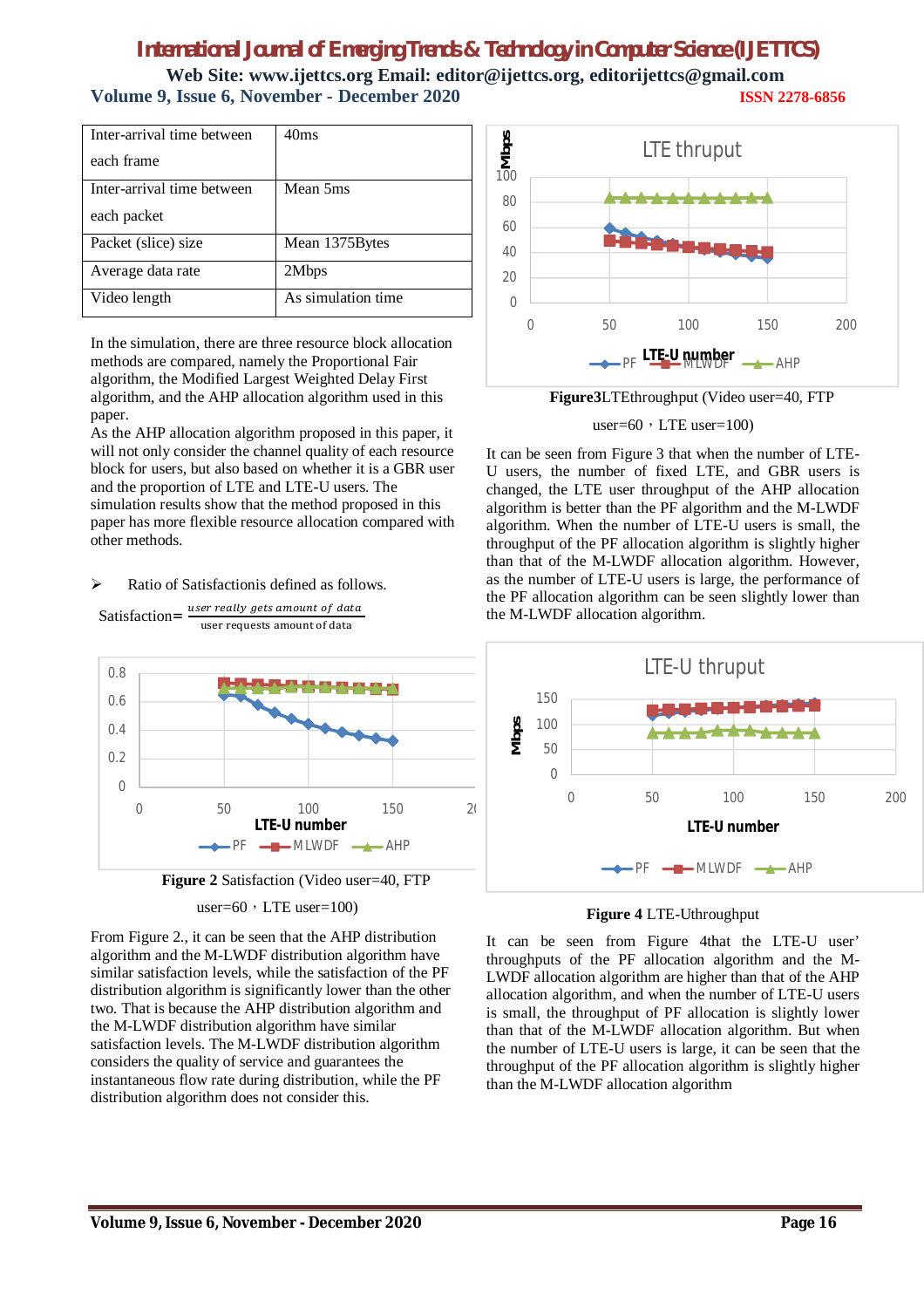| Inter-arrival time between each frame | 40ms |
|---|---|
| Inter-arrival time between each packet | Mean 5ms |
| Packet (slice) size | Mean 1375Bytes |
| Average data rate | 2Mbps |
| Video length | As simulation time |

In the simulation, there are three resource block allocation methods are compared, namely the Proportional Fair algorithm, the Modified Largest Weighted Delay First algorithm, and the AHP allocation algorithm used in this paper.

As the AHP allocation algorithm proposed in this paper, it will not only consider the channel quality of each resource block for users, but also based on whether it is a GBR user and the proportion of LTE and LTE-U users. The simulation results show that the method proposed in this paper has more flexible resource allocation compared with other methods.

- Ratio of Satisfactionis defined as follows.

$$\text{Satisfaction} = \frac{\textit{user really gets amount of data}}{\text{user requests amount of data}}$$

**Figure 2** Satisfaction (Video user=40, FTP user=60，LTE user=100)

From Figure 2., it can be seen that the AHP distribution algorithm and the M-LWDF distribution algorithm have similar satisfaction levels, while the satisfaction of the PF distribution algorithm is significantly lower than the other two. That is because the AHP distribution algorithm and the M-LWDF distribution algorithm have similar satisfaction levels. The M-LWDF distribution algorithm considers the quality of service and guarantees the instantaneous flow rate during distribution, while the PF distribution algorithm does not consider this.

**Figure3**LTEthroughput (Video user=40, FTP user=60，LTE user=100)

It can be seen from Figure 3 that when the number of LTE-U users, the number of fixed LTE, and GBR users is changed, the LTE user throughput of the AHP allocation algorithm is better than the PF algorithm and the M-LWDF algorithm. When the number of LTE-U users is small, the throughput of the PF allocation algorithm is slightly higher than that of the M-LWDF allocation algorithm. However, as the number of LTE-U users is large, the performance of the PF allocation algorithm can be seen slightly lower than the M-LWDF allocation algorithm.

**Figure 4** LTE-Uthroughput

It can be seen from Figure 4that the LTE-U user' throughputs of the PF allocation algorithm and the M-LWDF allocation algorithm are higher than that of the AHP allocation algorithm, and when the number of LTE-U users is small, the throughput of PF allocation is slightly lower than that of the M-LWDF allocation algorithm. But when the number of LTE-U users is large, it can be seen that the throughput of the PF allocation algorithm is slightly higher than the M-LWDF allocation algorithm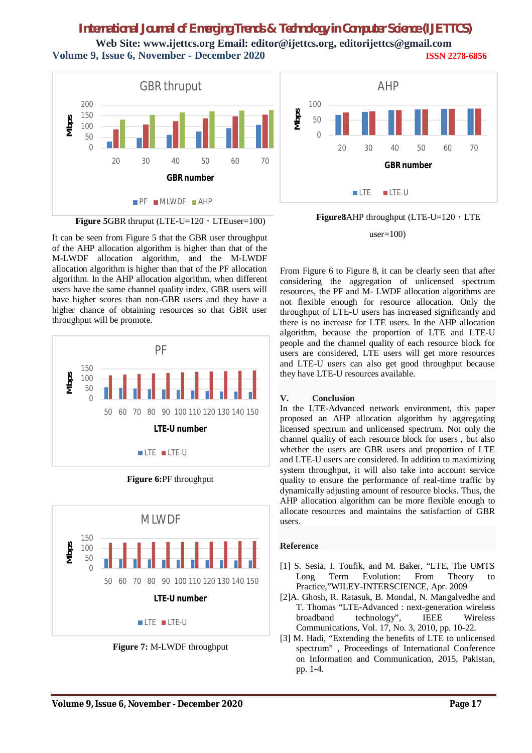**Figure 5**GBR thruput (LTE-U=120，LTEuser=100)

It can be seen from Figure 5 that the GBR user throughput of the AHP allocation algorithm is higher than that of the M-LWDF allocation algorithm, and the M-LWDF allocation algorithm is higher than that of the PF allocation algorithm. In the AHP allocation algorithm, when different users have the same channel quality index, GBR users will have higher scores than non-GBR users and they have a higher chance of obtaining resources so that GBR user throughput will be promote.

**Figure 6:**PF throughput

**Figure 7:** M-LWDF throughput

**Figure8**AHP throughput (LTE-U=120，LTE user=100)

From Figure 6 to Figure 8, it can be clearly seen that after considering the aggregation of unlicensed spectrum resources, the PF and M- LWDF allocation algorithms are not flexible enough for resource allocation. Only the throughput of LTE-U users has increased significantly and there is no increase for LTE users. In the AHP allocation algorithm, because the proportion of LTE and LTE-U people and the channel quality of each resource block for users are considered, LTE users will get more resources and LTE-U users can also get good throughput because they have LTE-U resources available.

## V. Conclusion

In the LTE-Advanced network environment, this paper proposed an AHP allocation algorithm by aggregating licensed spectrum and unlicensed spectrum. Not only the channel quality of each resource block for users , but also whether the users are GBR users and proportion of LTE and LTE-U users are considered. In addition to maximizing system throughput, it will also take into account service quality to ensure the performance of real-time traffic by dynamically adjusting amount of resource blocks. Thus, the AHP allocation algorithm can be more flexible enough to allocate resources and maintains the satisfaction of GBR users.

## Reference

[1] S. Sesia, I. Toufik, and M. Baker, “LTE, The UMTS Long Term Evolution: From Theory to Practice,”WILEY-INTERSCIENCE, Apr. 2009

[2]A. Ghosh, R. Ratasuk, B. Mondal, N. Mangalvedhe and T. Thomas “LTE-Advanced : next-generation wireless broadband technology”, IEEE Wireless Communications, Vol. 17, No. 3, 2010, pp. 10-22.

[3] M. Hadi, “Extending the benefits of LTE to unlicensed spectrum” , Proceedings of International Conference on Information and Communication, 2015, Pakistan, pp. 1-4.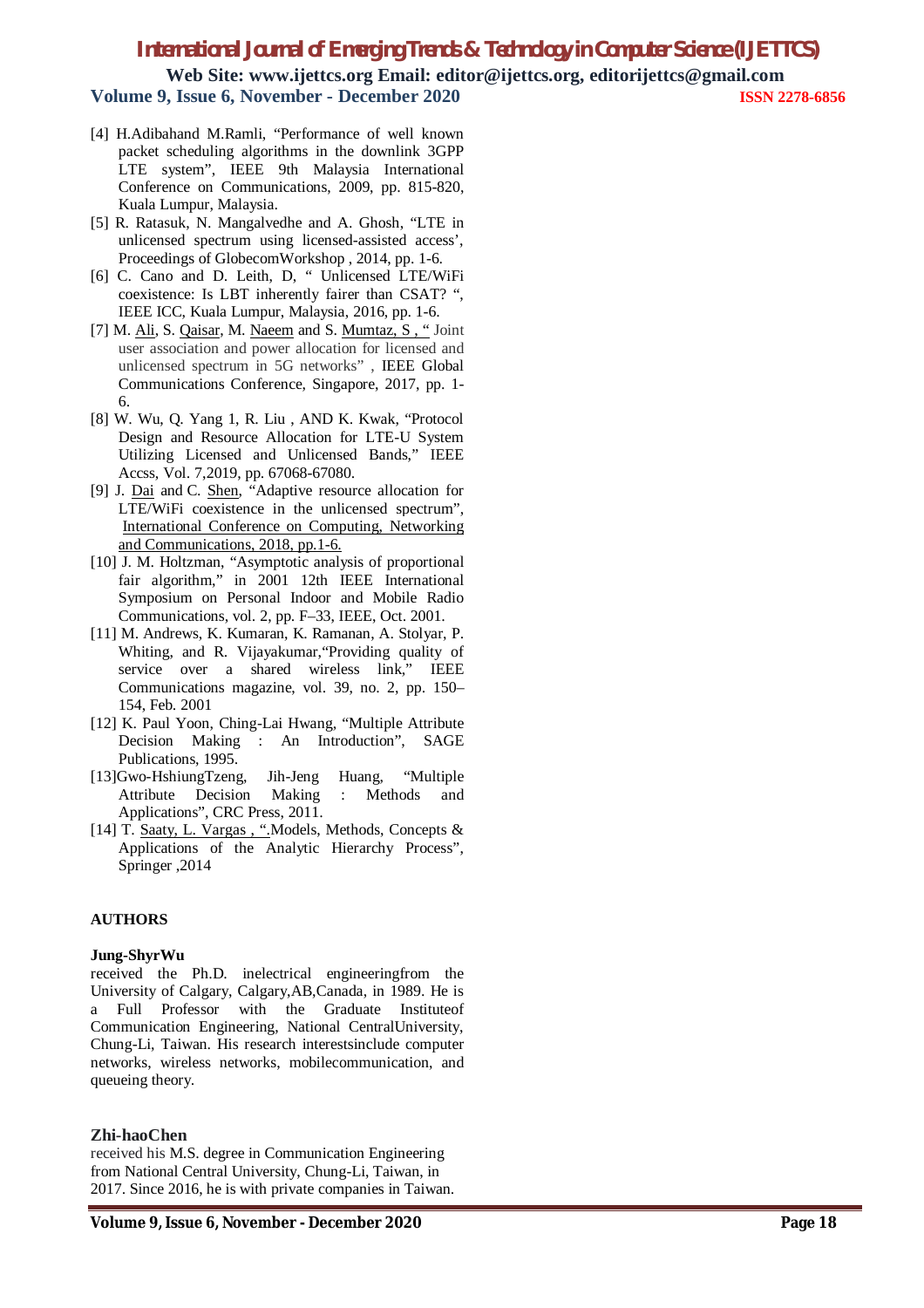[4] H.Adibahand M.Ramli, "Performance of well known packet scheduling algorithms in the downlink 3GPP LTE system", IEEE 9th Malaysia International Conference on Communications, 2009, pp. 815-820, Kuala Lumpur, Malaysia.

[5] R. Ratasuk, N. Mangalvedhe and A. Ghosh, "LTE in unlicensed spectrum using licensed-assisted access', Proceedings of GlobecomWorkshop , 2014, pp. 1-6.

[6] C. Cano and D. Leith, D, " Unlicensed LTE/WiFi coexistence: Is LBT inherently fairer than CSAT? ", IEEE ICC, Kuala Lumpur, Malaysia, 2016, pp. 1-6.

[7] M. Ali, S. Qaisar, M. Naeem and S. Mumtaz, S , " Joint user association and power allocation for licensed and unlicensed spectrum in 5G networks" , IEEE Global Communications Conference, Singapore, 2017, pp. 1-6.

[8] W. Wu, Q. Yang 1, R. Liu , AND K. Kwak, "Protocol Design and Resource Allocation for LTE-U System Utilizing Licensed and Unlicensed Bands," IEEE Accss, Vol. 7,2019, pp. 67068-67080.

[9] J. Dai and C. Shen, "Adaptive resource allocation for LTE/WiFi coexistence in the unlicensed spectrum", International Conference on Computing, Networking and Communications, 2018, pp.1-6.

[10] J. M. Holtzman, "Asymptotic analysis of proportional fair algorithm," in 2001 12th IEEE International Symposium on Personal Indoor and Mobile Radio Communications, vol. 2, pp. F–33, IEEE, Oct. 2001.

[11] M. Andrews, K. Kumaran, K. Ramanan, A. Stolyar, P. Whiting, and R. Vijayakumar,"Providing quality of service over a shared wireless link," IEEE Communications magazine, vol. 39, no. 2, pp. 150–154, Feb. 2001

[12] K. Paul Yoon, Ching-Lai Hwang, "Multiple Attribute Decision Making : An Introduction", SAGE Publications, 1995.

[13]Gwo-HshiungTzeng, Jih-Jeng Huang, "Multiple Attribute Decision Making : Methods and Applications", CRC Press, 2011.

[14] T. Saaty, L. Vargas , ".Models, Methods, Concepts & Applications of the Analytic Hierarchy Process", Springer ,2014

## AUTHORS

**Jung-ShyrWu**
received the Ph.D. inelectrical engineeringfrom the University of Calgary, Calgary,AB,Canada, in 1989. He is a Full Professor with the Graduate Instituteof Communication Engineering, National CentralUniversity, Chung-Li, Taiwan. His research interestsinclude computer networks, wireless networks, mobilecommunication, and queueing theory.

**Zhi-haoChen**
received his M.S. degree in Communication Engineering from National Central University, Chung-Li, Taiwan, in 2017. Since 2016, he is with private companies in Taiwan.